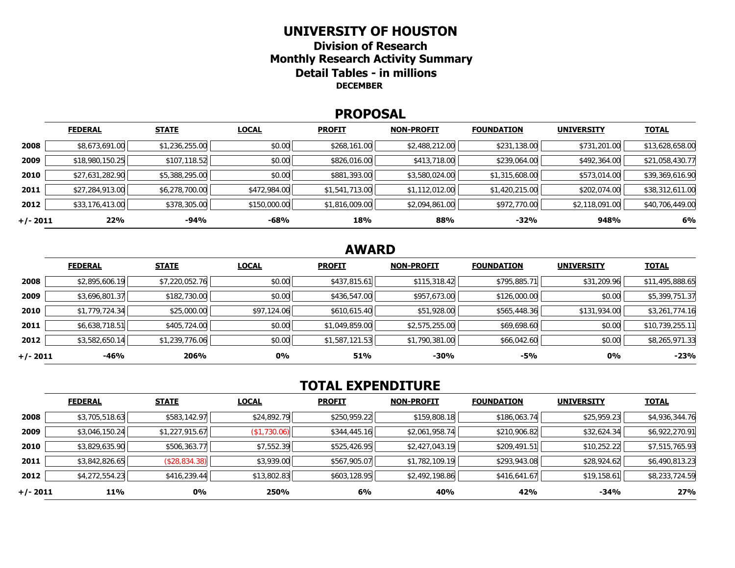# UNIVERSITY OF HOUSTON

## Division of Research

## Monthly Research Activity Summary

## Detail Tables - in millions

**DECEMBER**

## PROPOSAL

| | FEDERAL | STATE | LOCAL | PROFIT | NON-PROFIT | FOUNDATION | UNIVERSITY | TOTAL |
|---|---|---|---|---|---|---|---|---|
| **2008** | $8,673,691.00 | $1,236,255.00 | $0.00 | $268,161.00 | $2,488,212.00 | $231,138.00 | $731,201.00 | $13,628,658.00 |
| **2009** | $18,980,150.25 | $107,118.52 | $0.00 | $826,016.00 | $413,718.00 | $239,064.00 | $492,364.00 | $21,058,430.77 |
| **2010** | $27,631,282.90 | $5,388,295.00 | $0.00 | $881,393.00 | $3,580,024.00 | $1,315,608.00 | $573,014.00 | $39,369,616.90 |
| **2011** | $27,284,913.00 | $6,278,700.00 | $472,984.00 | $1,541,713.00 | $1,112,012.00 | $1,420,215.00 | $202,074.00 | $38,312,611.00 |
| **2012** | $33,176,413.00 | $378,305.00 | $150,000.00 | $1,816,009.00 | $2,094,861.00 | $972,770.00 | $2,118,091.00 | $40,706,449.00 |
| **+/- 2011** | **22%** | **-94%** | **-68%** | **18%** | **88%** | **-32%** | **948%** | **6%** |

## AWARD

| | FEDERAL | STATE | LOCAL | PROFIT | NON-PROFIT | FOUNDATION | UNIVERSITY | TOTAL |
|---|---|---|---|---|---|---|---|---|
| **2008** | $2,895,606.19 | $7,220,052.76 | $0.00 | $437,815.61 | $115,318.42 | $795,885.71 | $31,209.96 | $11,495,888.65 |
| **2009** | $3,696,801.37 | $182,730.00 | $0.00 | $436,547.00 | $957,673.00 | $126,000.00 | $0.00 | $5,399,751.37 |
| **2010** | $1,779,724.34 | $25,000.00 | $97,124.06 | $610,615.40 | $51,928.00 | $565,448.36 | $131,934.00 | $3,261,774.16 |
| **2011** | $6,638,718.51 | $405,724.00 | $0.00 | $1,049,859.00 | $2,575,255.00 | $69,698.60 | $0.00 | $10,739,255.11 |
| **2012** | $3,582,650.14 | $1,239,776.06 | $0.00 | $1,587,121.53 | $1,790,381.00 | $66,042.60 | $0.00 | $8,265,971.33 |
| **+/- 2011** | **-46%** | **206%** | **0%** | **51%** | **-30%** | **-5%** | **0%** | **-23%** |

## TOTAL EXPENDITURE

| | FEDERAL | STATE | LOCAL | PROFIT | NON-PROFIT | FOUNDATION | UNIVERSITY | TOTAL |
|---|---|---|---|---|---|---|---|---|
| **2008** | $3,705,518.63 | $583,142.97 | $24,892.79 | $250,959.22 | $159,808.18 | $186,063.74 | $25,959.23 | $4,936,344.76 |
| **2009** | $3,046,150.24 | $1,227,915.67 | ($1,730.06) | $344,445.16 | $2,061,958.74 | $210,906.82 | $32,624.34 | $6,922,270.91 |
| **2010** | $3,829,635.90 | $506,363.77 | $7,552.39 | $525,426.95 | $2,427,043.19 | $209,491.51 | $10,252.22 | $7,515,765.93 |
| **2011** | $3,842,826.65 | ($28,834.38) | $3,939.00 | $567,905.07 | $1,782,109.19 | $293,943.08 | $28,924.62 | $6,490,813.23 |
| **2012** | $4,272,554.23 | $416,239.44 | $13,802.83 | $603,128.95 | $2,492,198.86 | $416,641.67 | $19,158.61 | $8,233,724.59 |
| **+/- 2011** | **11%** | **0%** | **250%** | **6%** | **40%** | **42%** | **-34%** | **27%** |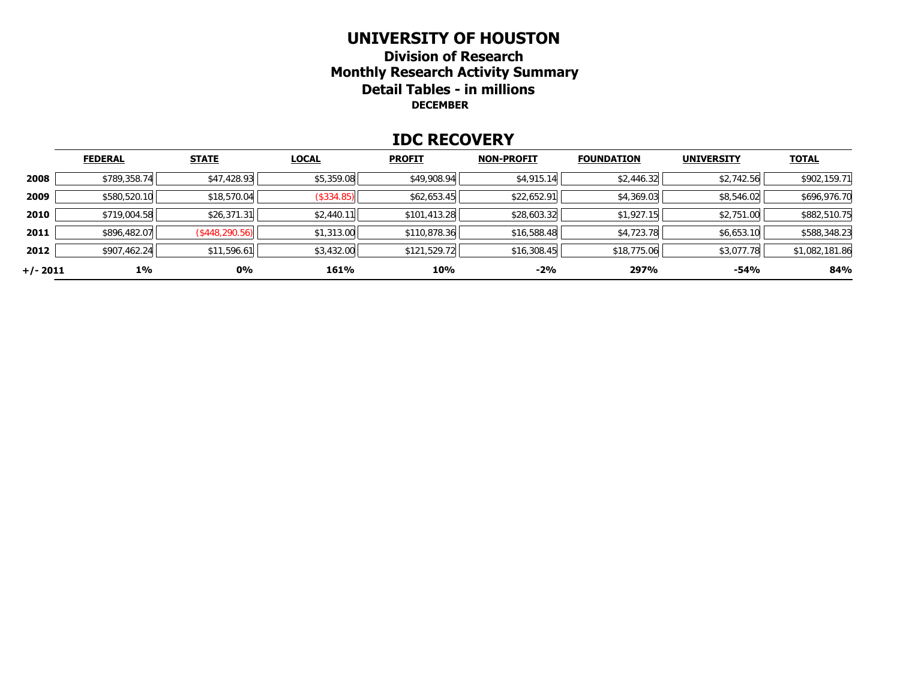# UNIVERSITY OF HOUSTON

## Division of Research

## Monthly Research Activity Summary

## Detail Tables - in millions

**DECEMBER**

## IDC RECOVERY

| | FEDERAL | STATE | LOCAL | PROFIT | NON-PROFIT | FOUNDATION | UNIVERSITY | TOTAL |
|---|---|---|---|---|---|---|---|---|
| **2008** | $789,358.74 | $47,428.93 | $5,359.08 | $49,908.94 | $4,915.14 | $2,446.32 | $2,742.56 | $902,159.71 |
| **2009** | $580,520.10 | $18,570.04 | ($334.85) | $62,653.45 | $22,652.91 | $4,369.03 | $8,546.02 | $696,976.70 |
| **2010** | $719,004.58 | $26,371.31 | $2,440.11 | $101,413.28 | $28,603.32 | $1,927.15 | $2,751.00 | $882,510.75 |
| **2011** | $896,482.07 | ($448,290.56) | $1,313.00 | $110,878.36 | $16,588.48 | $4,723.78 | $6,653.10 | $588,348.23 |
| **2012** | $907,462.24 | $11,596.61 | $3,432.00 | $121,529.72 | $16,308.45 | $18,775.06 | $3,077.78 | $1,082,181.86 |
| **+/- 2011** | **1%** | **0%** | **161%** | **10%** | **-2%** | **297%** | **-54%** | **84%** |